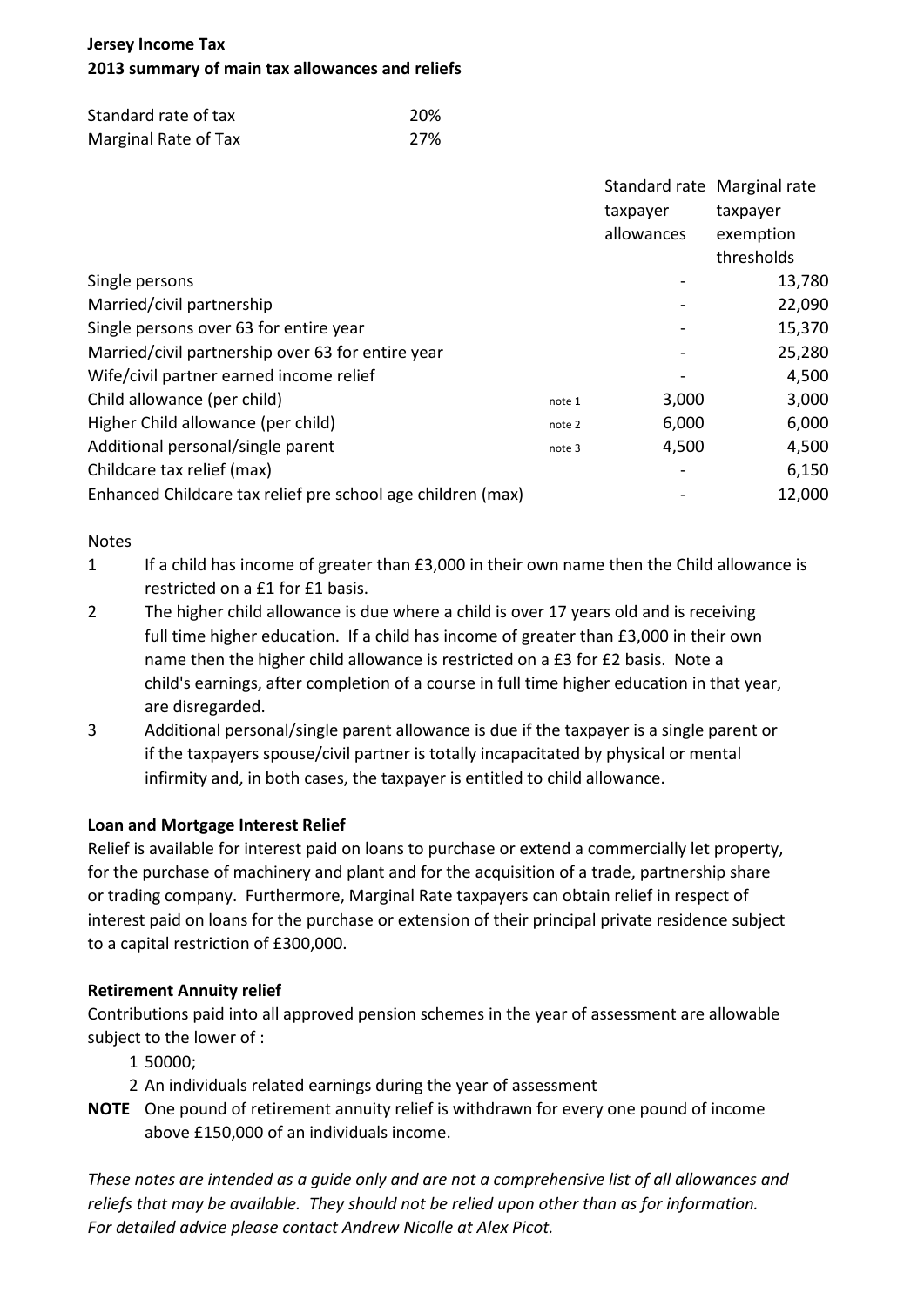**Jersey Income Tax**
**2013 summary of main tax allowances and reliefs**

| | |
|---|---|
| Standard rate of tax | 20% |
| Marginal Rate of Tax | 27% |

| | | Standard rate taxpayer allowances | Marginal rate taxpayer exemption thresholds |
|---|---|---|---|
| Single persons | | - | 13,780 |
| Married/civil partnership | | - | 22,090 |
| Single persons over 63 for entire year | | - | 15,370 |
| Married/civil partnership over 63 for entire year | | - | 25,280 |
| Wife/civil partner earned income relief | | - | 4,500 |
| Child allowance (per child) | note 1 | 3,000 | 3,000 |
| Higher Child allowance (per child) | note 2 | 6,000 | 6,000 |
| Additional personal/single parent | note 3 | 4,500 | 4,500 |
| Childcare tax relief (max) | | - | 6,150 |
| Enhanced Childcare tax relief pre school age children (max) | | - | 12,000 |

Notes

1. If a child has income of greater than £3,000 in their own name then the Child allowance is restricted on a £1 for £1 basis.
2. The higher child allowance is due where a child is over 17 years old and is receiving full time higher education. If a child has income of greater than £3,000 in their own name then the higher child allowance is restricted on a £3 for £2 basis. Note a child's earnings, after completion of a course in full time higher education in that year, are disregarded.
3. Additional personal/single parent allowance is due if the taxpayer is a single parent or if the taxpayers spouse/civil partner is totally incapacitated by physical or mental infirmity and, in both cases, the taxpayer is entitled to child allowance.

**Loan and Mortgage Interest Relief**

Relief is available for interest paid on loans to purchase or extend a commercially let property, for the purchase of machinery and plant and for the acquisition of a trade, partnership share or trading company. Furthermore, Marginal Rate taxpayers can obtain relief in respect of interest paid on loans for the purchase or extension of their principal private residence subject to a capital restriction of £300,000.

**Retirement Annuity relief**

Contributions paid into all approved pension schemes in the year of assessment are allowable subject to the lower of :

1. 50000;
2. An individuals related earnings during the year of assessment

**NOTE** One pound of retirement annuity relief is withdrawn for every one pound of income above £150,000 of an individuals income.

*These notes are intended as a guide only and are not a comprehensive list of all allowances and reliefs that may be available. They should not be relied upon other than as for information. For detailed advice please contact Andrew Nicolle at Alex Picot.*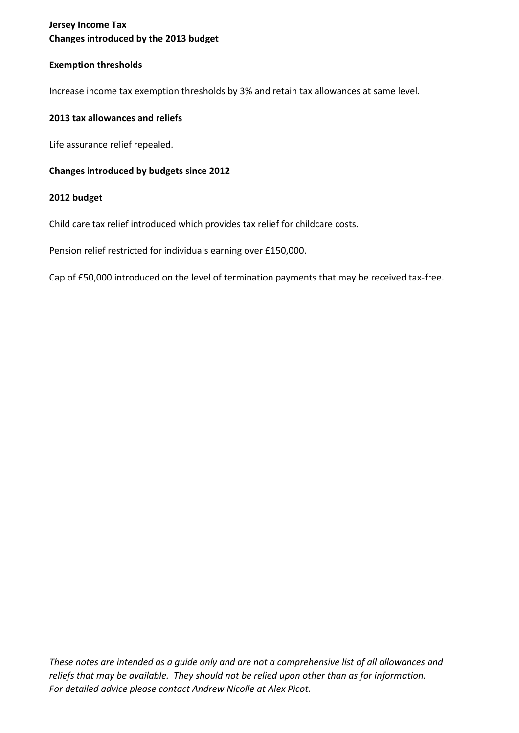**Jersey Income Tax**
**Changes introduced by the 2013 budget**

**Exemption thresholds**

Increase income tax exemption thresholds by 3% and retain tax allowances at same level.

**2013 tax allowances and reliefs**

Life assurance relief repealed.

**Changes introduced by budgets since 2012**

**2012 budget**

Child care tax relief introduced which provides tax relief for childcare costs.

Pension relief restricted for individuals earning over £150,000.

Cap of £50,000 introduced on the level of termination payments that may be received tax-free.

*These notes are intended as a guide only and are not a comprehensive list of all allowances and reliefs that may be available. They should not be relied upon other than as for information. For detailed advice please contact Andrew Nicolle at Alex Picot.*